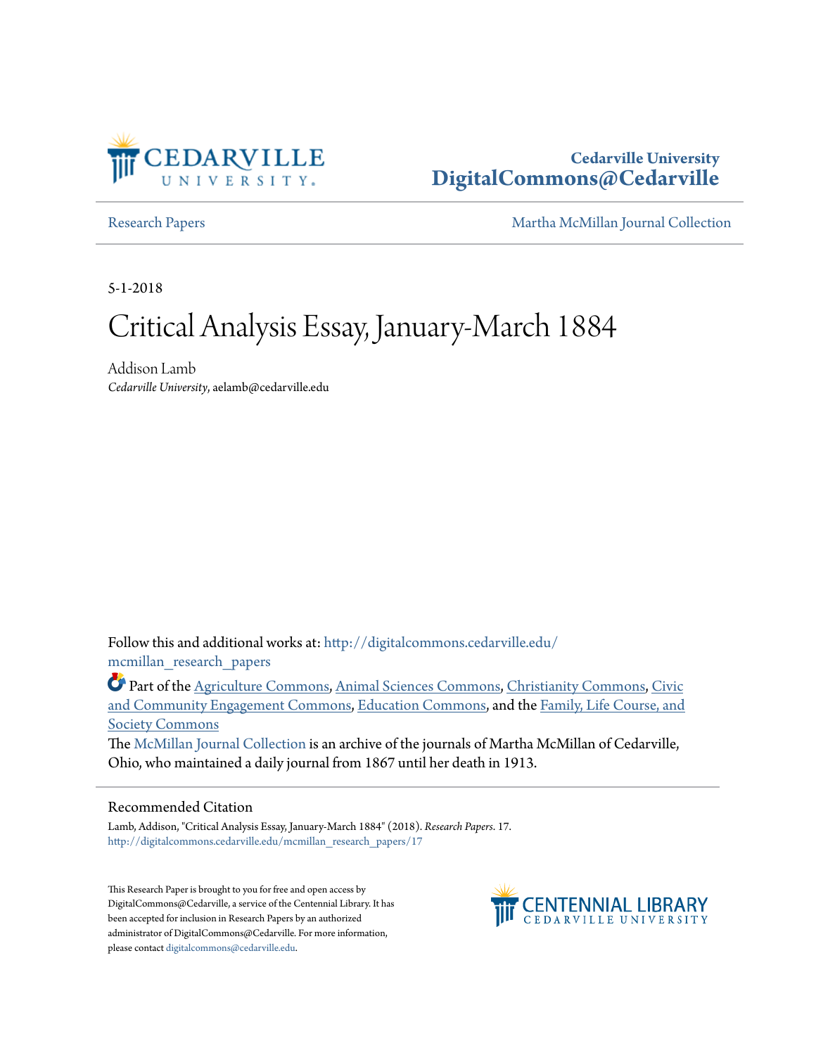Cedarville University
DigitalCommons@Cedarville

Research Papers | Martha McMillan Journal Collection

5-1-2018

# Critical Analysis Essay, January-March 1884

Addison Lamb
*Cedarville University*, aelamb@cedarville.edu

Follow this and additional works at: http://digitalcommons.cedarville.edu/mcmillan_research_papers

Part of the Agriculture Commons, Animal Sciences Commons, Christianity Commons, Civic and Community Engagement Commons, Education Commons, and the Family, Life Course, and Society Commons

The McMillan Journal Collection is an archive of the journals of Martha McMillan of Cedarville, Ohio, who maintained a daily journal from 1867 until her death in 1913.

## Recommended Citation

Lamb, Addison, "Critical Analysis Essay, January-March 1884" (2018). *Research Papers*. 17.
http://digitalcommons.cedarville.edu/mcmillan_research_papers/17

This Research Paper is brought to you for free and open access by DigitalCommons@Cedarville, a service of the Centennial Library. It has been accepted for inclusion in Research Papers by an authorized administrator of DigitalCommons@Cedarville. For more information, please contact digitalcommons@cedarville.edu.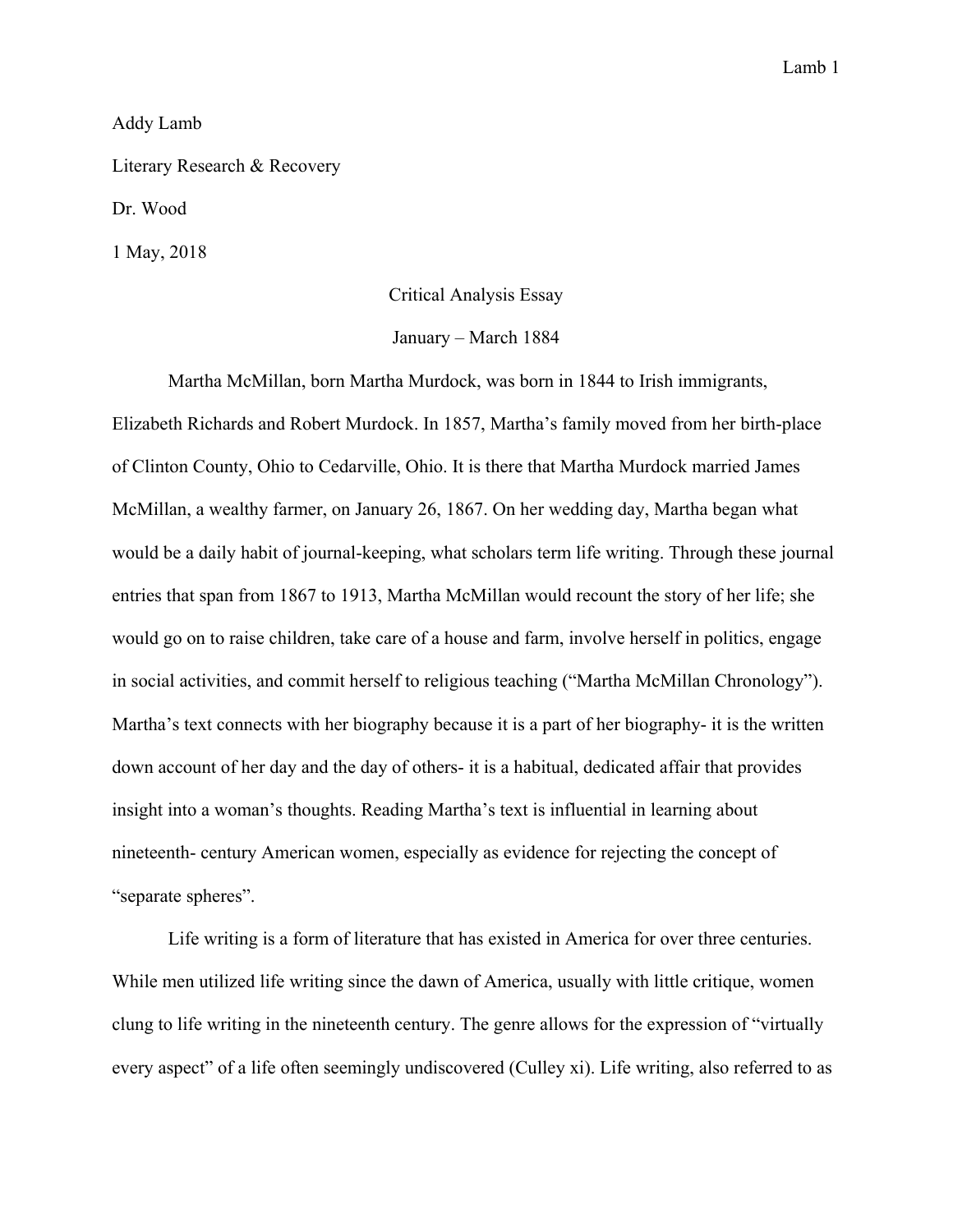Addy Lamb

Literary Research & Recovery

Dr. Wood

1 May, 2018

Critical Analysis Essay

January – March 1884

Martha McMillan, born Martha Murdock, was born in 1844 to Irish immigrants, Elizabeth Richards and Robert Murdock. In 1857, Martha's family moved from her birth-place of Clinton County, Ohio to Cedarville, Ohio. It is there that Martha Murdock married James McMillan, a wealthy farmer, on January 26, 1867. On her wedding day, Martha began what would be a daily habit of journal-keeping, what scholars term life writing. Through these journal entries that span from 1867 to 1913, Martha McMillan would recount the story of her life; she would go on to raise children, take care of a house and farm, involve herself in politics, engage in social activities, and commit herself to religious teaching ("Martha McMillan Chronology"). Martha's text connects with her biography because it is a part of her biography- it is the written down account of her day and the day of others- it is a habitual, dedicated affair that provides insight into a woman's thoughts. Reading Martha's text is influential in learning about nineteenth- century American women, especially as evidence for rejecting the concept of "separate spheres".

Life writing is a form of literature that has existed in America for over three centuries. While men utilized life writing since the dawn of America, usually with little critique, women clung to life writing in the nineteenth century. The genre allows for the expression of "virtually every aspect" of a life often seemingly undiscovered (Culley xi). Life writing, also referred to as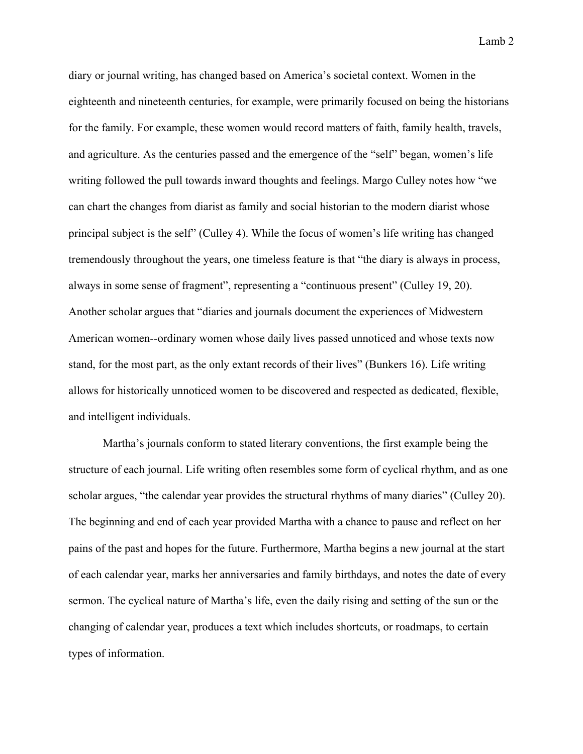diary or journal writing, has changed based on America's societal context. Women in the eighteenth and nineteenth centuries, for example, were primarily focused on being the historians for the family. For example, these women would record matters of faith, family health, travels, and agriculture. As the centuries passed and the emergence of the "self" began, women's life writing followed the pull towards inward thoughts and feelings. Margo Culley notes how "we can chart the changes from diarist as family and social historian to the modern diarist whose principal subject is the self" (Culley 4). While the focus of women's life writing has changed tremendously throughout the years, one timeless feature is that "the diary is always in process, always in some sense of fragment", representing a "continuous present" (Culley 19, 20). Another scholar argues that "diaries and journals document the experiences of Midwestern American women--ordinary women whose daily lives passed unnoticed and whose texts now stand, for the most part, as the only extant records of their lives" (Bunkers 16). Life writing allows for historically unnoticed women to be discovered and respected as dedicated, flexible, and intelligent individuals.

Martha's journals conform to stated literary conventions, the first example being the structure of each journal. Life writing often resembles some form of cyclical rhythm, and as one scholar argues, "the calendar year provides the structural rhythms of many diaries" (Culley 20). The beginning and end of each year provided Martha with a chance to pause and reflect on her pains of the past and hopes for the future. Furthermore, Martha begins a new journal at the start of each calendar year, marks her anniversaries and family birthdays, and notes the date of every sermon. The cyclical nature of Martha's life, even the daily rising and setting of the sun or the changing of calendar year, produces a text which includes shortcuts, or roadmaps, to certain types of information.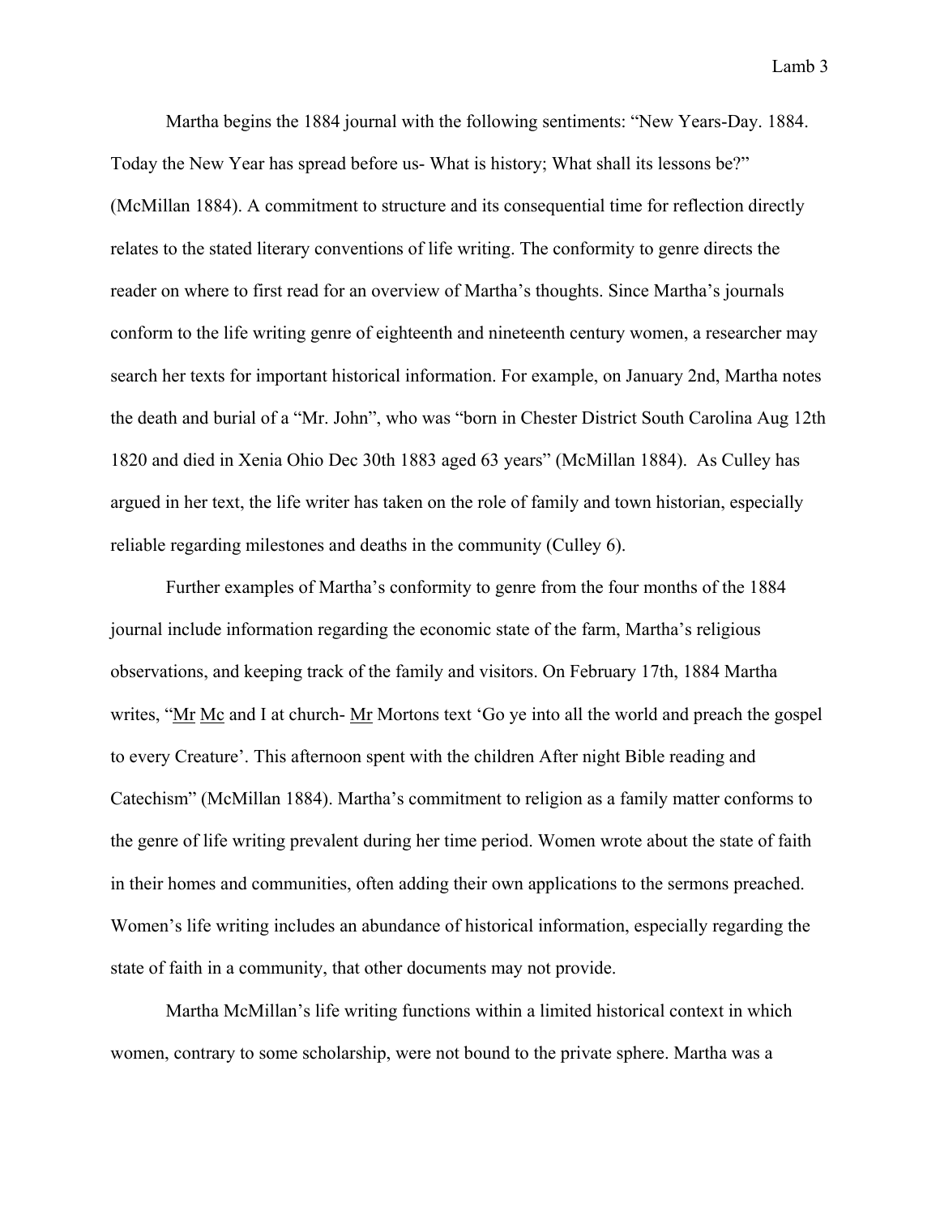Martha begins the 1884 journal with the following sentiments: “New Years-Day. 1884. Today the New Year has spread before us- What is history; What shall its lessons be?” (McMillan 1884). A commitment to structure and its consequential time for reflection directly relates to the stated literary conventions of life writing. The conformity to genre directs the reader on where to first read for an overview of Martha’s thoughts. Since Martha’s journals conform to the life writing genre of eighteenth and nineteenth century women, a researcher may search her texts for important historical information. For example, on January 2nd, Martha notes the death and burial of a “Mr. John”, who was “born in Chester District South Carolina Aug 12th 1820 and died in Xenia Ohio Dec 30th 1883 aged 63 years” (McMillan 1884). As Culley has argued in her text, the life writer has taken on the role of family and town historian, especially reliable regarding milestones and deaths in the community (Culley 6).

Further examples of Martha’s conformity to genre from the four months of the 1884 journal include information regarding the economic state of the farm, Martha’s religious observations, and keeping track of the family and visitors. On February 17th, 1884 Martha writes, “<u>Mr</u> <u>Mc</u> and I at church- <u>Mr</u> Mortons text ‘Go ye into all the world and preach the gospel to every Creature’. This afternoon spent with the children After night Bible reading and Catechism” (McMillan 1884). Martha’s commitment to religion as a family matter conforms to the genre of life writing prevalent during her time period. Women wrote about the state of faith in their homes and communities, often adding their own applications to the sermons preached. Women’s life writing includes an abundance of historical information, especially regarding the state of faith in a community, that other documents may not provide.

Martha McMillan’s life writing functions within a limited historical context in which women, contrary to some scholarship, were not bound to the private sphere. Martha was a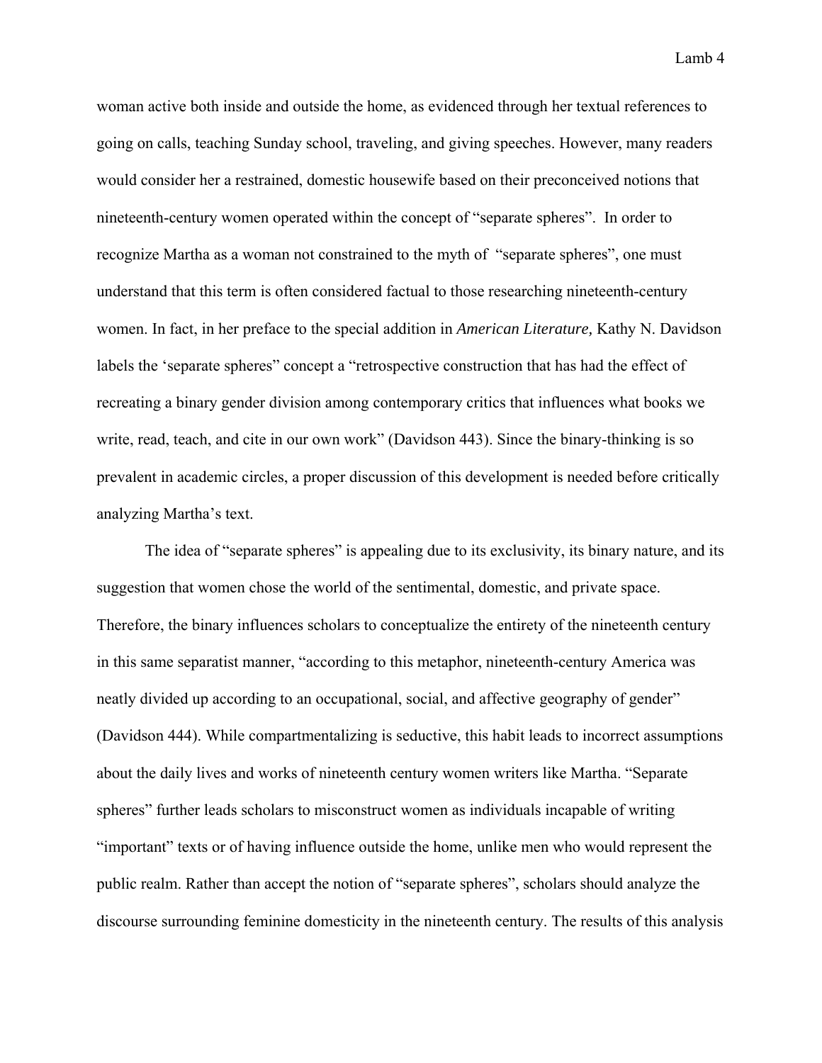woman active both inside and outside the home, as evidenced through her textual references to going on calls, teaching Sunday school, traveling, and giving speeches. However, many readers would consider her a restrained, domestic housewife based on their preconceived notions that nineteenth-century women operated within the concept of "separate spheres". In order to recognize Martha as a woman not constrained to the myth of "separate spheres", one must understand that this term is often considered factual to those researching nineteenth-century women. In fact, in her preface to the special addition in *American Literature,* Kathy N. Davidson labels the 'separate spheres" concept a "retrospective construction that has had the effect of recreating a binary gender division among contemporary critics that influences what books we write, read, teach, and cite in our own work" (Davidson 443). Since the binary-thinking is so prevalent in academic circles, a proper discussion of this development is needed before critically analyzing Martha's text.

The idea of "separate spheres" is appealing due to its exclusivity, its binary nature, and its suggestion that women chose the world of the sentimental, domestic, and private space. Therefore, the binary influences scholars to conceptualize the entirety of the nineteenth century in this same separatist manner, "according to this metaphor, nineteenth-century America was neatly divided up according to an occupational, social, and affective geography of gender" (Davidson 444). While compartmentalizing is seductive, this habit leads to incorrect assumptions about the daily lives and works of nineteenth century women writers like Martha. "Separate spheres" further leads scholars to misconstruct women as individuals incapable of writing "important" texts or of having influence outside the home, unlike men who would represent the public realm. Rather than accept the notion of "separate spheres", scholars should analyze the discourse surrounding feminine domesticity in the nineteenth century. The results of this analysis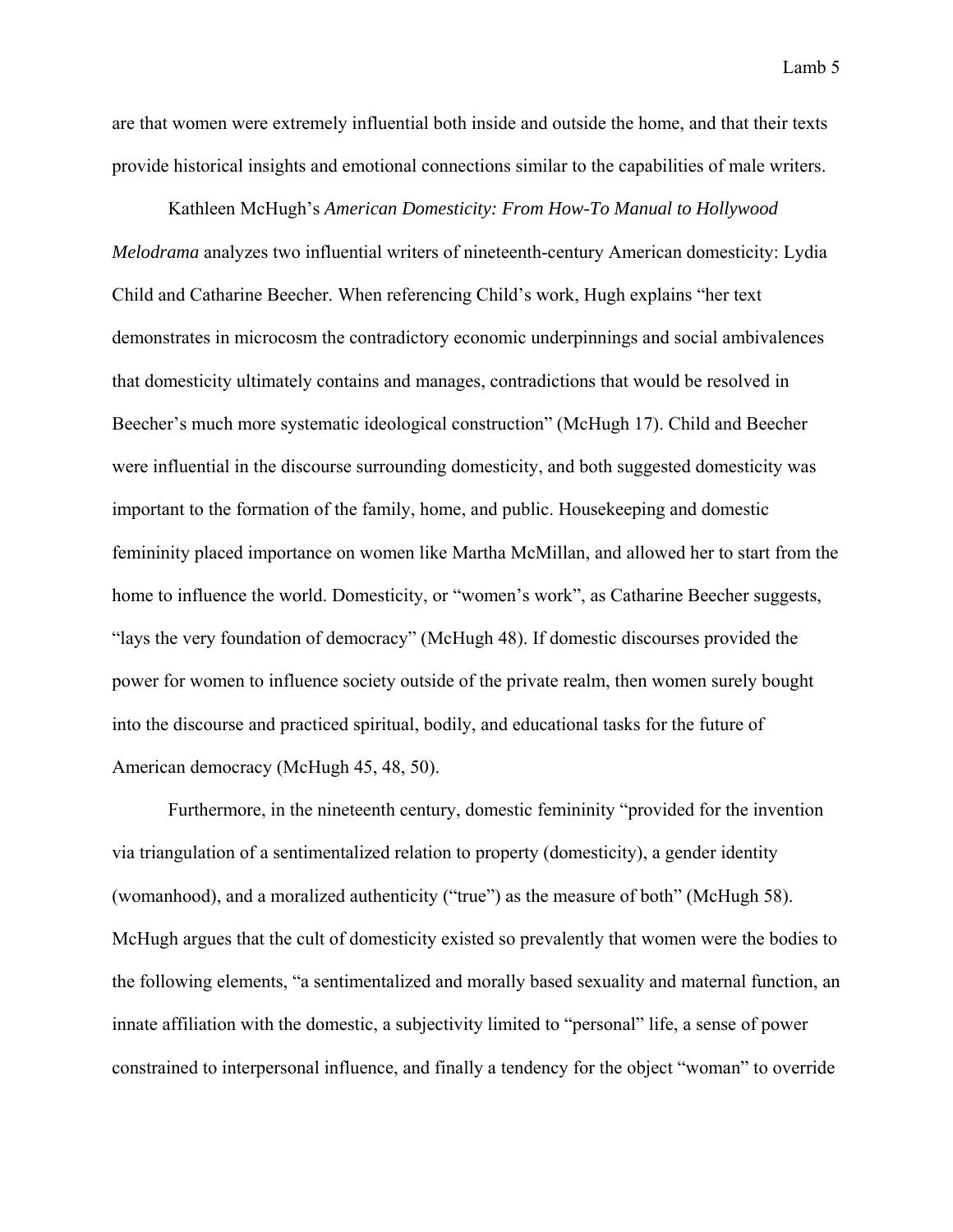are that women were extremely influential both inside and outside the home, and that their texts provide historical insights and emotional connections similar to the capabilities of male writers.

Kathleen McHugh's *American Domesticity: From How-To Manual to Hollywood Melodrama* analyzes two influential writers of nineteenth-century American domesticity: Lydia Child and Catharine Beecher. When referencing Child's work, Hugh explains "her text demonstrates in microcosm the contradictory economic underpinnings and social ambivalences that domesticity ultimately contains and manages, contradictions that would be resolved in Beecher's much more systematic ideological construction" (McHugh 17). Child and Beecher were influential in the discourse surrounding domesticity, and both suggested domesticity was important to the formation of the family, home, and public. Housekeeping and domestic femininity placed importance on women like Martha McMillan, and allowed her to start from the home to influence the world. Domesticity, or "women's work", as Catharine Beecher suggests, "lays the very foundation of democracy" (McHugh 48). If domestic discourses provided the power for women to influence society outside of the private realm, then women surely bought into the discourse and practiced spiritual, bodily, and educational tasks for the future of American democracy (McHugh 45, 48, 50).

Furthermore, in the nineteenth century, domestic femininity "provided for the invention via triangulation of a sentimentalized relation to property (domesticity), a gender identity (womanhood), and a moralized authenticity ("true") as the measure of both" (McHugh 58). McHugh argues that the cult of domesticity existed so prevalently that women were the bodies to the following elements, "a sentimentalized and morally based sexuality and maternal function, an innate affiliation with the domestic, a subjectivity limited to "personal" life, a sense of power constrained to interpersonal influence, and finally a tendency for the object "woman" to override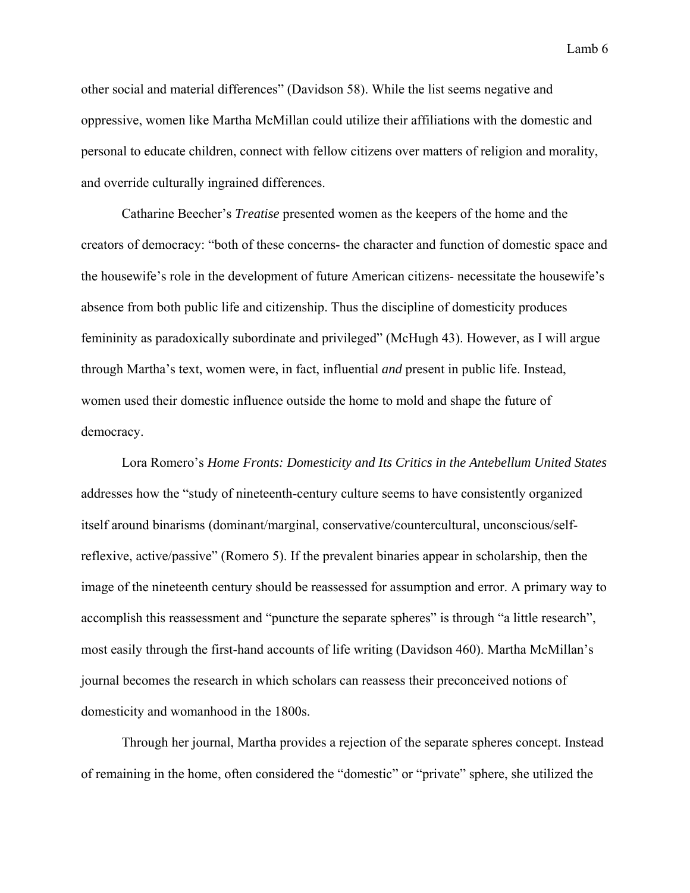other social and material differences" (Davidson 58). While the list seems negative and oppressive, women like Martha McMillan could utilize their affiliations with the domestic and personal to educate children, connect with fellow citizens over matters of religion and morality, and override culturally ingrained differences.

Catharine Beecher's *Treatise* presented women as the keepers of the home and the creators of democracy: "both of these concerns- the character and function of domestic space and the housewife's role in the development of future American citizens- necessitate the housewife's absence from both public life and citizenship. Thus the discipline of domesticity produces femininity as paradoxically subordinate and privileged" (McHugh 43). However, as I will argue through Martha's text, women were, in fact, influential *and* present in public life. Instead, women used their domestic influence outside the home to mold and shape the future of democracy.

Lora Romero's *Home Fronts: Domesticity and Its Critics in the Antebellum United States* addresses how the "study of nineteenth-century culture seems to have consistently organized itself around binarisms (dominant/marginal, conservative/countercultural, unconscious/self-reflexive, active/passive" (Romero 5). If the prevalent binaries appear in scholarship, then the image of the nineteenth century should be reassessed for assumption and error. A primary way to accomplish this reassessment and "puncture the separate spheres" is through "a little research", most easily through the first-hand accounts of life writing (Davidson 460). Martha McMillan's journal becomes the research in which scholars can reassess their preconceived notions of domesticity and womanhood in the 1800s.

Through her journal, Martha provides a rejection of the separate spheres concept. Instead of remaining in the home, often considered the "domestic" or "private" sphere, she utilized the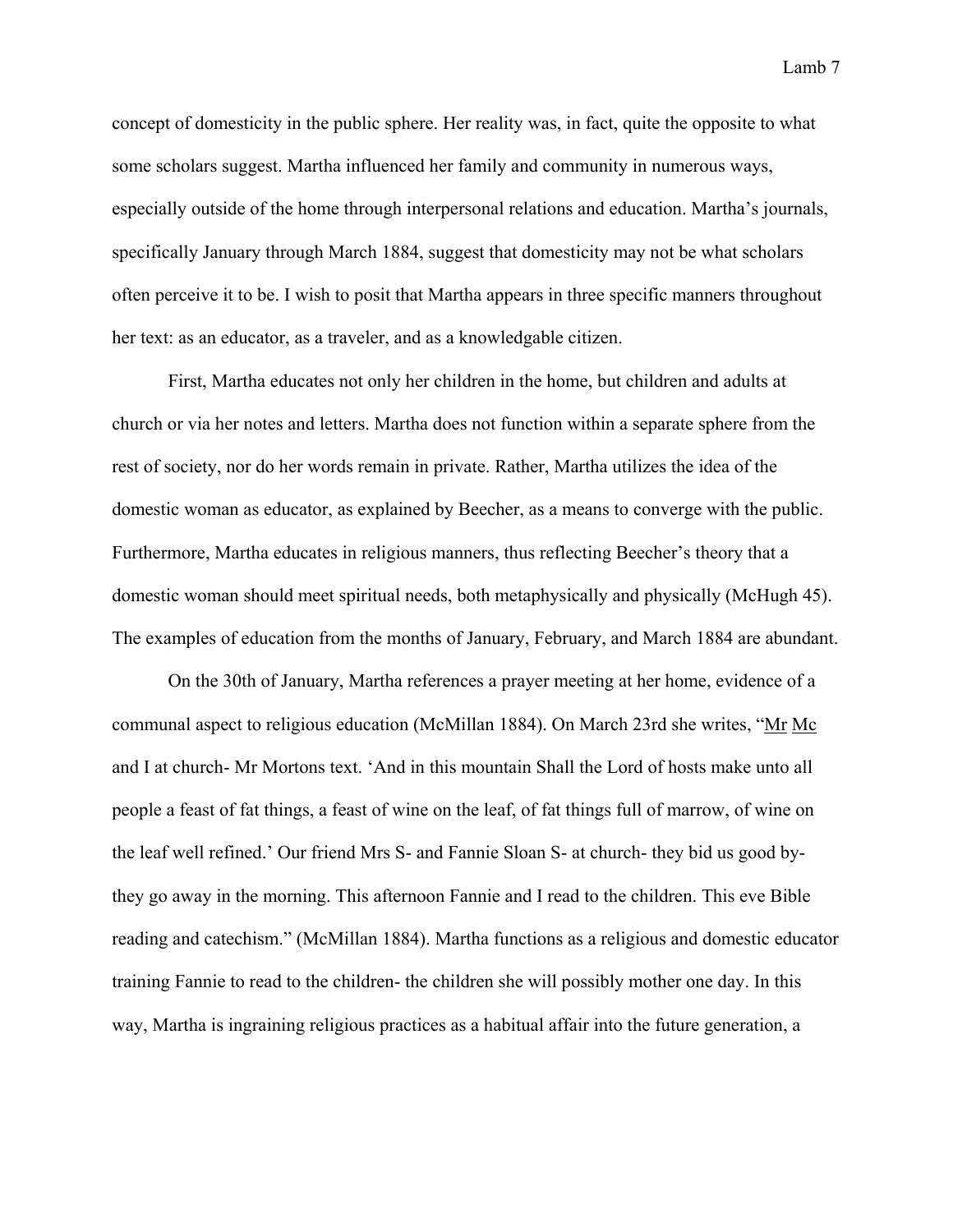concept of domesticity in the public sphere. Her reality was, in fact, quite the opposite to what some scholars suggest. Martha influenced her family and community in numerous ways, especially outside of the home through interpersonal relations and education. Martha's journals, specifically January through March 1884, suggest that domesticity may not be what scholars often perceive it to be. I wish to posit that Martha appears in three specific manners throughout her text: as an educator, as a traveler, and as a knowledgable citizen.

First, Martha educates not only her children in the home, but children and adults at church or via her notes and letters. Martha does not function within a separate sphere from the rest of society, nor do her words remain in private. Rather, Martha utilizes the idea of the domestic woman as educator, as explained by Beecher, as a means to converge with the public. Furthermore, Martha educates in religious manners, thus reflecting Beecher's theory that a domestic woman should meet spiritual needs, both metaphysically and physically (McHugh 45). The examples of education from the months of January, February, and March 1884 are abundant.

On the 30th of January, Martha references a prayer meeting at her home, evidence of a communal aspect to religious education (McMillan 1884). On March 23rd she writes, "Mr Mc and I at church- Mr Mortons text. 'And in this mountain Shall the Lord of hosts make unto all people a feast of fat things, a feast of wine on the leaf, of fat things full of marrow, of wine on the leaf well refined.' Our friend Mrs S- and Fannie Sloan S- at church- they bid us good by- they go away in the morning. This afternoon Fannie and I read to the children. This eve Bible reading and catechism." (McMillan 1884). Martha functions as a religious and domestic educator training Fannie to read to the children- the children she will possibly mother one day. In this way, Martha is ingraining religious practices as a habitual affair into the future generation, a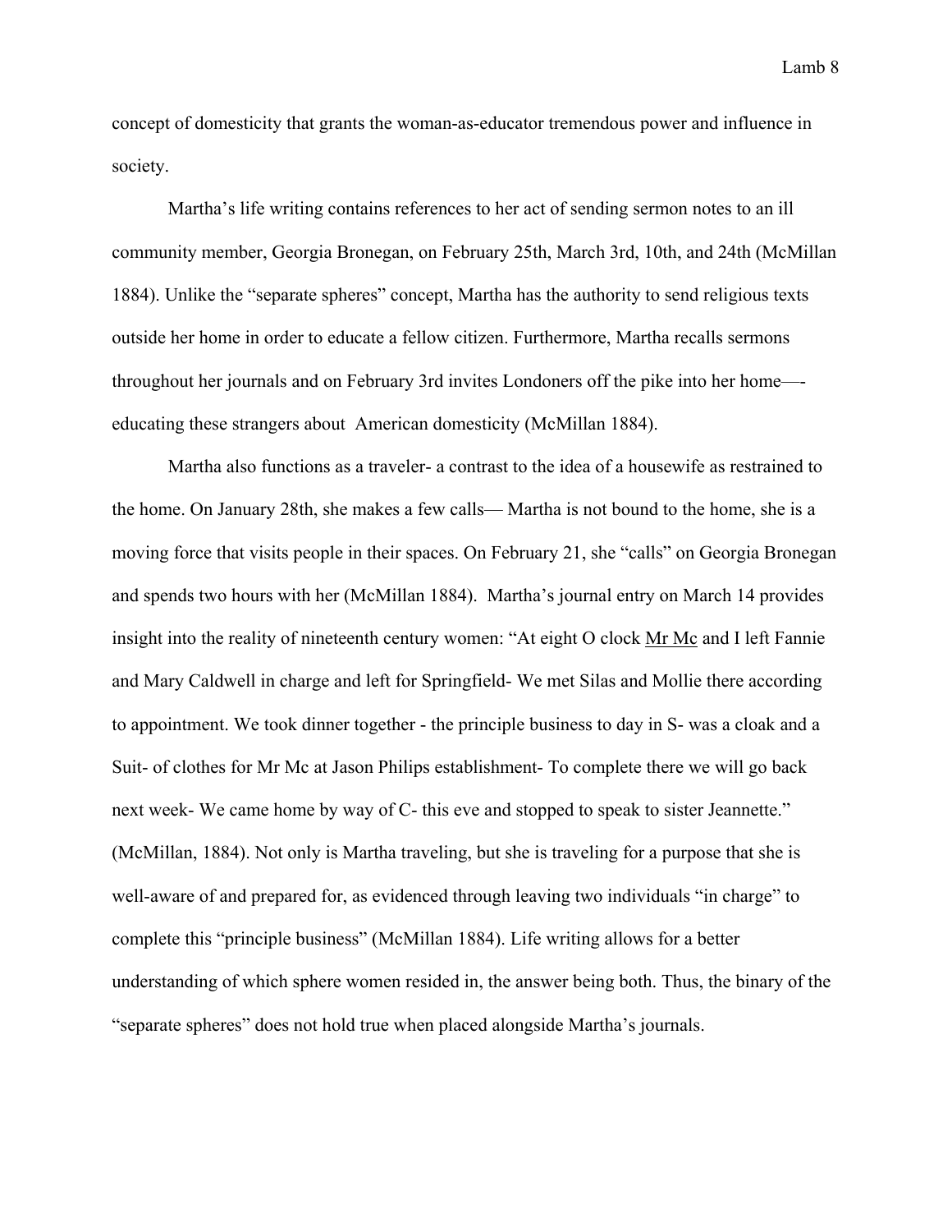concept of domesticity that grants the woman-as-educator tremendous power and influence in society.

Martha's life writing contains references to her act of sending sermon notes to an ill community member, Georgia Bronegan, on February 25th, March 3rd, 10th, and 24th (McMillan 1884). Unlike the "separate spheres" concept, Martha has the authority to send religious texts outside her home in order to educate a fellow citizen. Furthermore, Martha recalls sermons throughout her journals and on February 3rd invites Londoners off the pike into her home—-educating these strangers about American domesticity (McMillan 1884).

Martha also functions as a traveler- a contrast to the idea of a housewife as restrained to the home. On January 28th, she makes a few calls— Martha is not bound to the home, she is a moving force that visits people in their spaces. On February 21, she "calls" on Georgia Bronegan and spends two hours with her (McMillan 1884). Martha's journal entry on March 14 provides insight into the reality of nineteenth century women: "At eight O clock <u>Mr Mc</u> and I left Fannie and Mary Caldwell in charge and left for Springfield- We met Silas and Mollie there according to appointment. We took dinner together - the principle business to day in S- was a cloak and a Suit- of clothes for Mr Mc at Jason Philips establishment- To complete there we will go back next week- We came home by way of C- this eve and stopped to speak to sister Jeannette." (McMillan, 1884). Not only is Martha traveling, but she is traveling for a purpose that she is well-aware of and prepared for, as evidenced through leaving two individuals "in charge" to complete this "principle business" (McMillan 1884). Life writing allows for a better understanding of which sphere women resided in, the answer being both. Thus, the binary of the "separate spheres" does not hold true when placed alongside Martha's journals.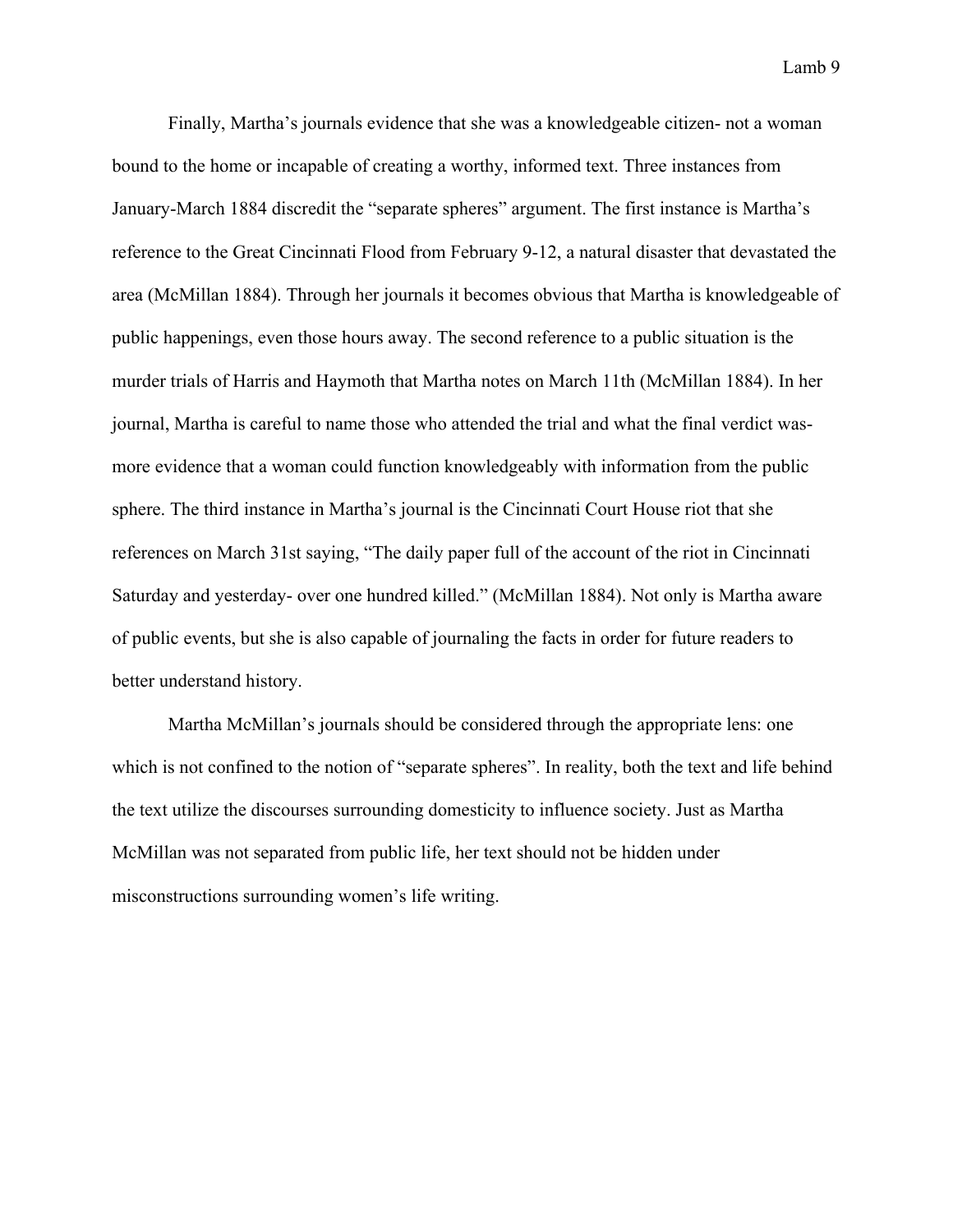Finally, Martha's journals evidence that she was a knowledgeable citizen- not a woman bound to the home or incapable of creating a worthy, informed text. Three instances from January-March 1884 discredit the "separate spheres" argument. The first instance is Martha's reference to the Great Cincinnati Flood from February 9-12, a natural disaster that devastated the area (McMillan 1884). Through her journals it becomes obvious that Martha is knowledgeable of public happenings, even those hours away. The second reference to a public situation is the murder trials of Harris and Haymoth that Martha notes on March 11th (McMillan 1884). In her journal, Martha is careful to name those who attended the trial and what the final verdict was- more evidence that a woman could function knowledgeably with information from the public sphere. The third instance in Martha's journal is the Cincinnati Court House riot that she references on March 31st saying, "The daily paper full of the account of the riot in Cincinnati Saturday and yesterday- over one hundred killed." (McMillan 1884). Not only is Martha aware of public events, but she is also capable of journaling the facts in order for future readers to better understand history.

Martha McMillan's journals should be considered through the appropriate lens: one which is not confined to the notion of "separate spheres". In reality, both the text and life behind the text utilize the discourses surrounding domesticity to influence society. Just as Martha McMillan was not separated from public life, her text should not be hidden under misconstructions surrounding women's life writing.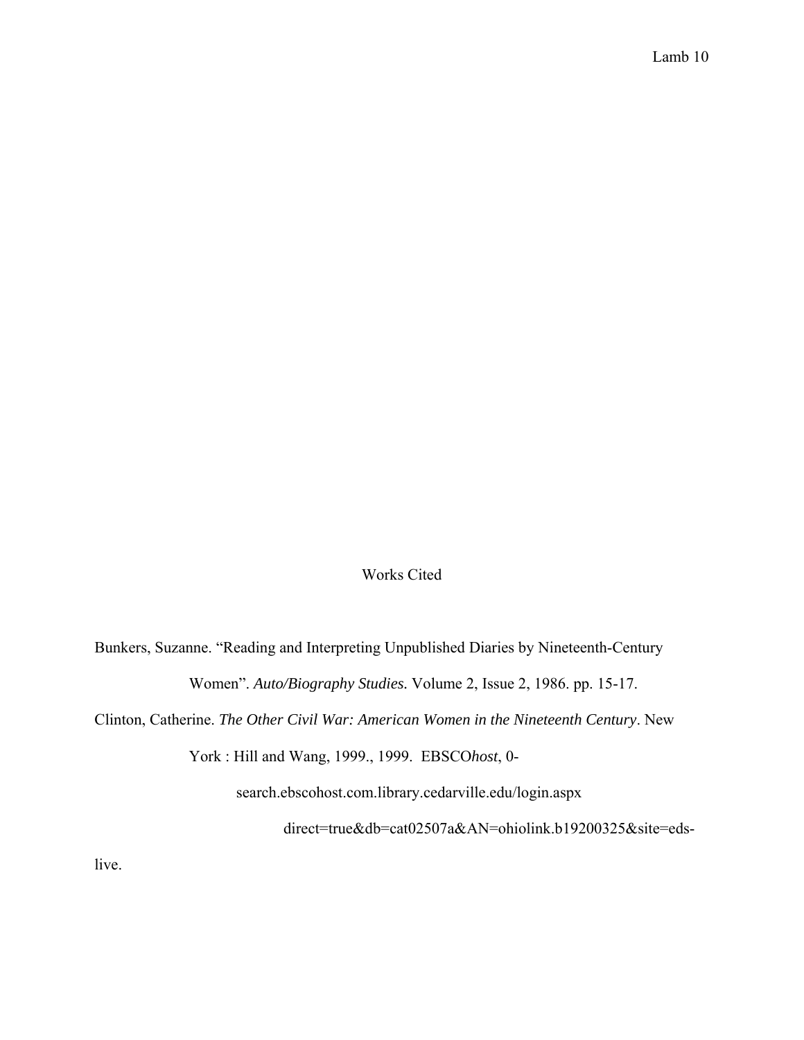# Works Cited

Bunkers, Suzanne. "Reading and Interpreting Unpublished Diaries by Nineteenth-Century Women". *Auto/Biography Studies.* Volume 2, Issue 2, 1986. pp. 15-17.

Clinton, Catherine. *The Other Civil War: American Women in the Nineteenth Century*. New York : Hill and Wang, 1999., 1999. EBSCO*host*, 0-search.ebscohost.com.library.cedarville.edu/login.aspx direct=true&db=cat02507a&AN=ohiolink.b19200325&site=eds-live.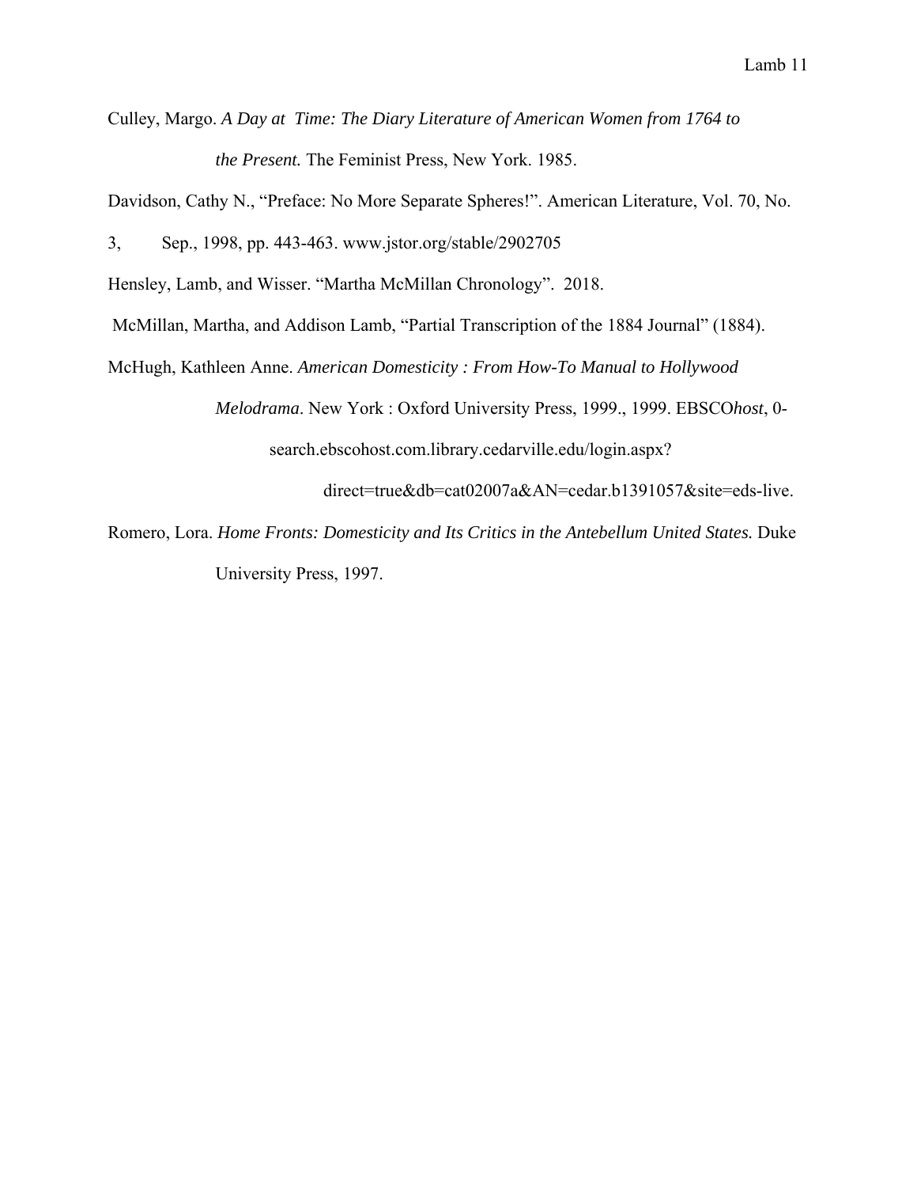Culley, Margo. *A Day at  Time: The Diary Literature of American Women from 1764 to the Present.* The Feminist Press, New York. 1985.

Davidson, Cathy N., "Preface: No More Separate Spheres!". American Literature, Vol. 70, No. 3, Sep., 1998, pp. 443-463. www.jstor.org/stable/2902705

Hensley, Lamb, and Wisser. "Martha McMillan Chronology". 2018.

McMillan, Martha, and Addison Lamb, "Partial Transcription of the 1884 Journal" (1884).

McHugh, Kathleen Anne. *American Domesticity : From How-To Manual to Hollywood Melodrama*. New York : Oxford University Press, 1999., 1999. EBSCO*host*, 0-search.ebscohost.com.library.cedarville.edu/login.aspx?direct=true&db=cat02007a&AN=cedar.b1391057&site=eds-live.

Romero, Lora. *Home Fronts: Domesticity and Its Critics in the Antebellum United States.* Duke University Press, 1997.